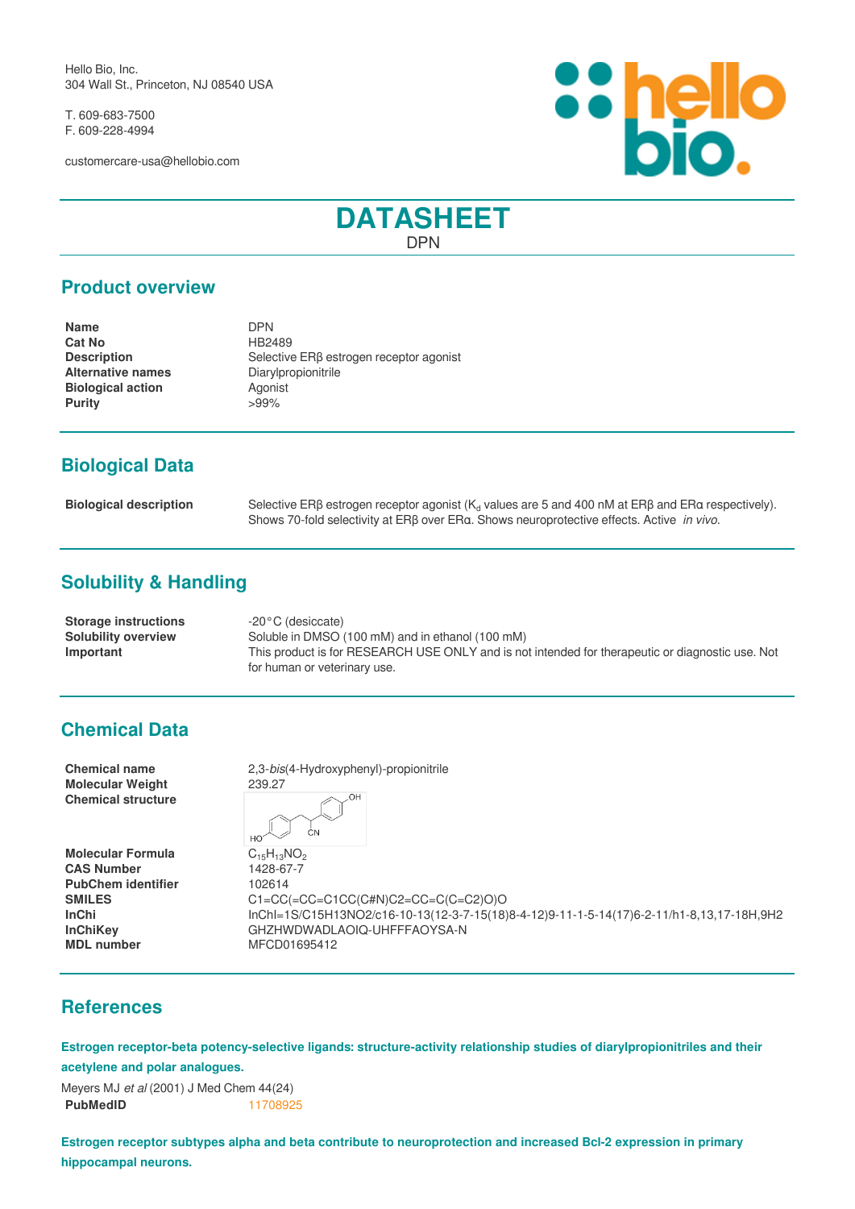Hello Bio, Inc.
304 Wall St., Princeton, NJ 08540 USA

T. 609-683-7500
F. 609-228-4994

customercare-usa@hellobio.com

# DATASHEET

DPN

## Product overview

| | |
|---|---|
| **Name** | DPN |
| **Cat No** | HB2489 |
| **Description** | Selective ERβ estrogen receptor agonist |
| **Alternative names** | Diarylpropionitrile |
| **Biological action** | Agonist |
| **Purity** | >99% |

## Biological Data

| | |
|---|---|
| **Biological description** | Selective ERβ estrogen receptor agonist ($K_d$ values are 5 and 400 nM at ERβ and ERα respectively). Shows 70-fold selectivity at ERβ over ERα. Shows neuroprotective effects. Active *in vivo*. |

## Solubility & Handling

| | |
|---|---|
| **Storage instructions** | -20°C (desiccate) |
| **Solubility overview** | Soluble in DMSO (100 mM) and in ethanol (100 mM) |
| **Important** | This product is for RESEARCH USE ONLY and is not intended for therapeutic or diagnostic use. Not for human or veterinary use. |

## Chemical Data

| | |
|---|---|
| **Chemical name** | 2,3-*bis*(4-Hydroxyphenyl)-propionitrile |
| **Molecular Weight** | 239.27 |
| **Chemical structure** | |
| **Molecular Formula** | $C_{15}H_{13}NO_2$ |
| **CAS Number** | 1428-67-7 |
| **PubChem identifier** | 102614 |
| **SMILES** | C1=CC(=CC=C1CC(C#N)C2=CC=C(C=C2)O)O |
| **InChi** | InChI=1S/C15H13NO2/c16-10-13(12-3-7-15(18)8-4-12)9-11-1-5-14(17)6-2-11/h1-8,13,17-18H,9H2 |
| **InChiKey** | GHZHWDWADLAOIQ-UHFFFAOYSA-N |
| **MDL number** | MFCD01695412 |

## References

**Estrogen receptor-beta potency-selective ligands: structure-activity relationship studies of diarylpropionitriles and their acetylene and polar analogues.**

Meyers MJ *et al* (2001) J Med Chem 44(24)
**PubMedID** 11708925

**Estrogen receptor subtypes alpha and beta contribute to neuroprotection and increased Bcl-2 expression in primary hippocampal neurons.**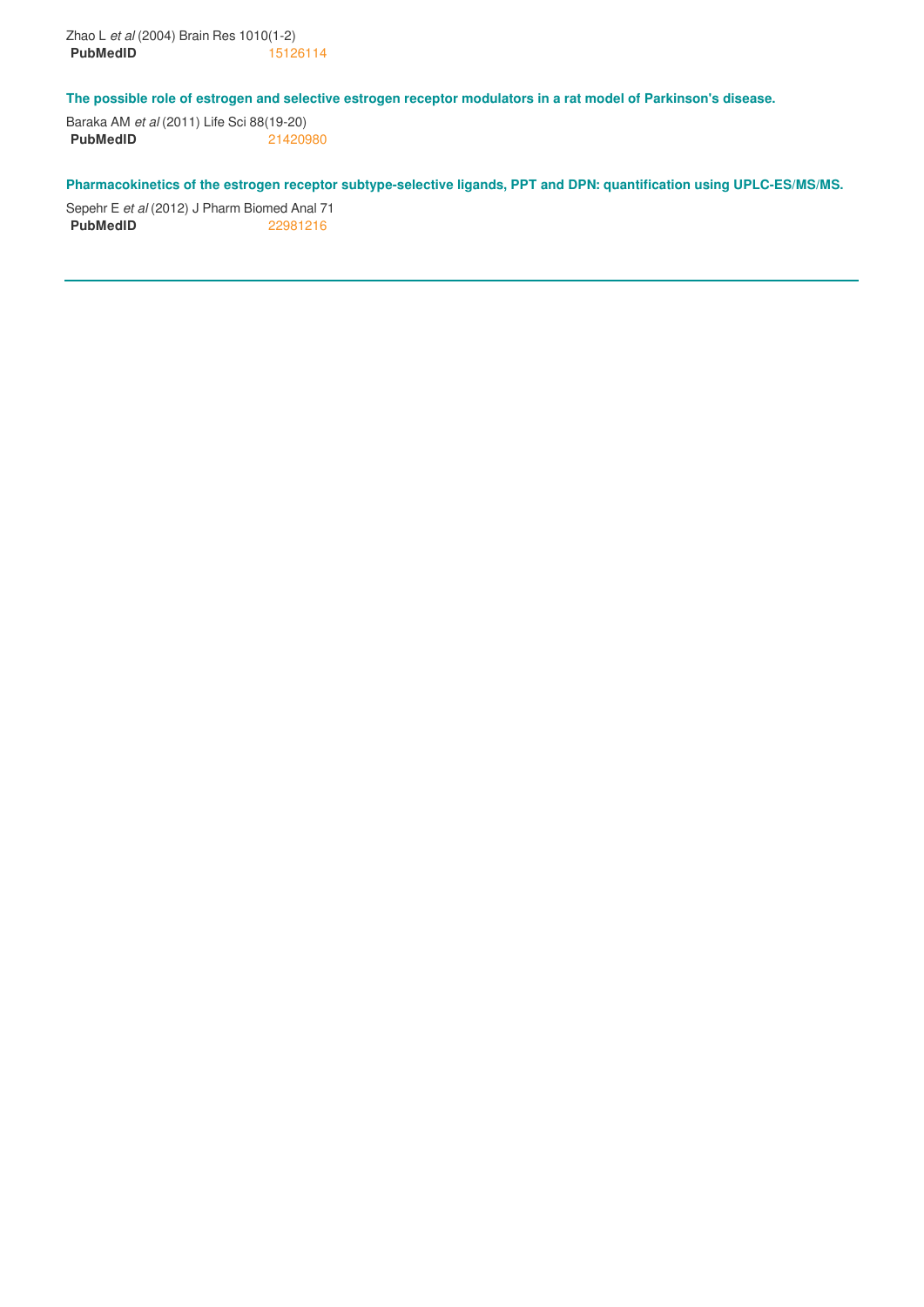Zhao L *et al* (2004) Brain Res 1010(1-2)
**PubMedID** 15126114

**The possible role of estrogen and selective estrogen receptor modulators in a rat model of Parkinson's disease.**

Baraka AM *et al* (2011) Life Sci 88(19-20)
**PubMedID** 21420980

**Pharmacokinetics of the estrogen receptor subtype-selective ligands, PPT and DPN: quantification using UPLC-ES/MS/MS.**

Sepehr E *et al* (2012) J Pharm Biomed Anal 71
**PubMedID** 22981216